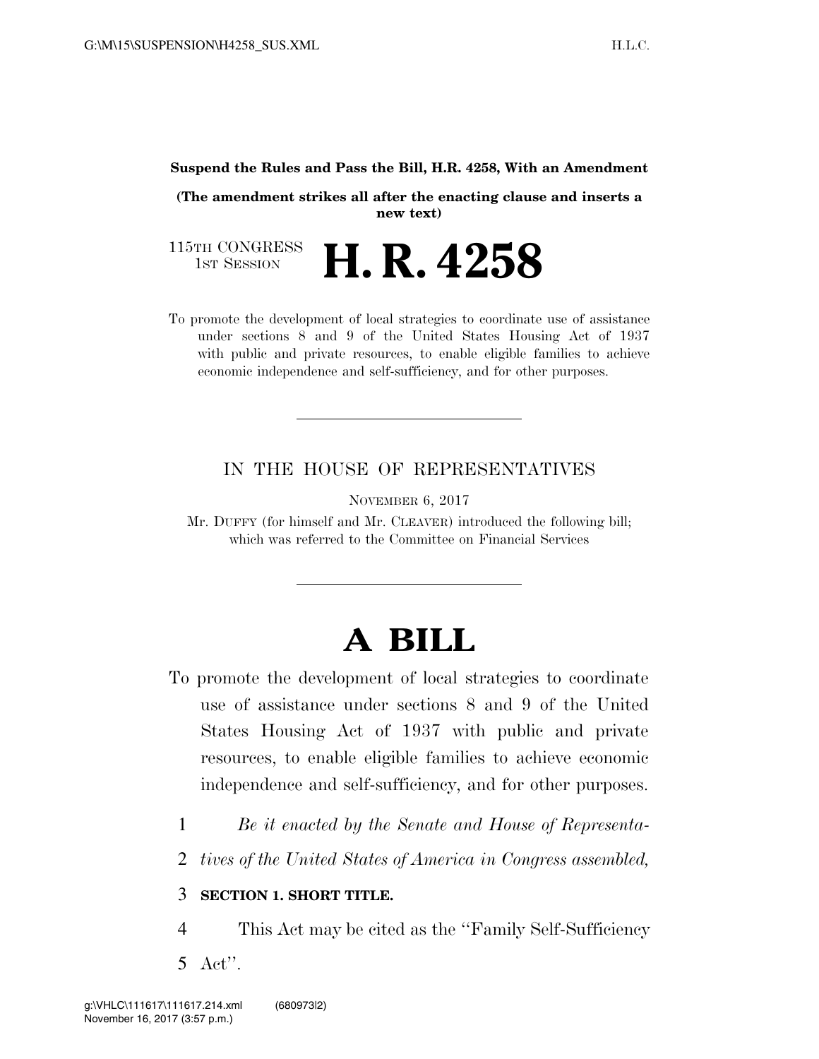**Suspend the Rules and Pass the Bill, H.R. 4258, With an Amendment**

**(The amendment strikes all after the enacting clause and inserts a new text)**

115TH CONGRESS
1ST SESSION

# H. R. 4258

To promote the development of local strategies to coordinate use of assistance under sections 8 and 9 of the United States Housing Act of 1937 with public and private resources, to enable eligible families to achieve economic independence and self-sufficiency, and for other purposes.

---

IN THE HOUSE OF REPRESENTATIVES

NOVEMBER 6, 2017

Mr. DUFFY (for himself and Mr. CLEAVER) introduced the following bill; which was referred to the Committee on Financial Services

---

# A BILL

To promote the development of local strategies to coordinate use of assistance under sections 8 and 9 of the United States Housing Act of 1937 with public and private resources, to enable eligible families to achieve economic independence and self-sufficiency, and for other purposes.

1 *Be it enacted by the Senate and House of Representa-*
2 *tives of the United States of America in Congress assembled,*

3 **SECTION 1. SHORT TITLE.**

4 This Act may be cited as the ''Family Self-Sufficiency
5 Act''.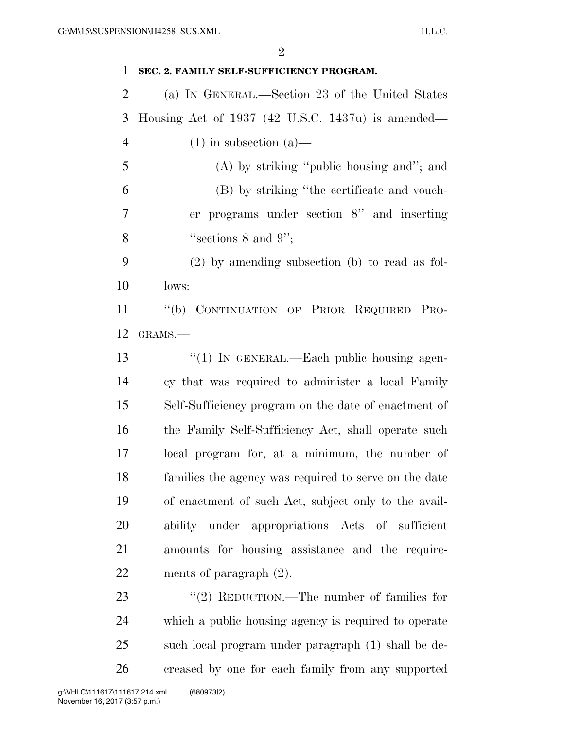**SEC. 2. FAMILY SELF-SUFFICIENCY PROGRAM.**

(a) IN GENERAL.—Section 23 of the United States Housing Act of 1937 (42 U.S.C. 1437u) is amended—

(1) in subsection (a)—

(A) by striking "public housing and"; and

(B) by striking "the certificate and voucher programs under section 8" and inserting "sections 8 and 9";

(2) by amending subsection (b) to read as follows:

"(b) CONTINUATION OF PRIOR REQUIRED PROGRAMS.—

"(1) IN GENERAL.—Each public housing agency that was required to administer a local Family Self-Sufficiency program on the date of enactment of the Family Self-Sufficiency Act, shall operate such local program for, at a minimum, the number of families the agency was required to serve on the date of enactment of such Act, subject only to the availability under appropriations Acts of sufficient amounts for housing assistance and the requirements of paragraph (2).

"(2) REDUCTION.—The number of families for which a public housing agency is required to operate such local program under paragraph (1) shall be decreased by one for each family from any supported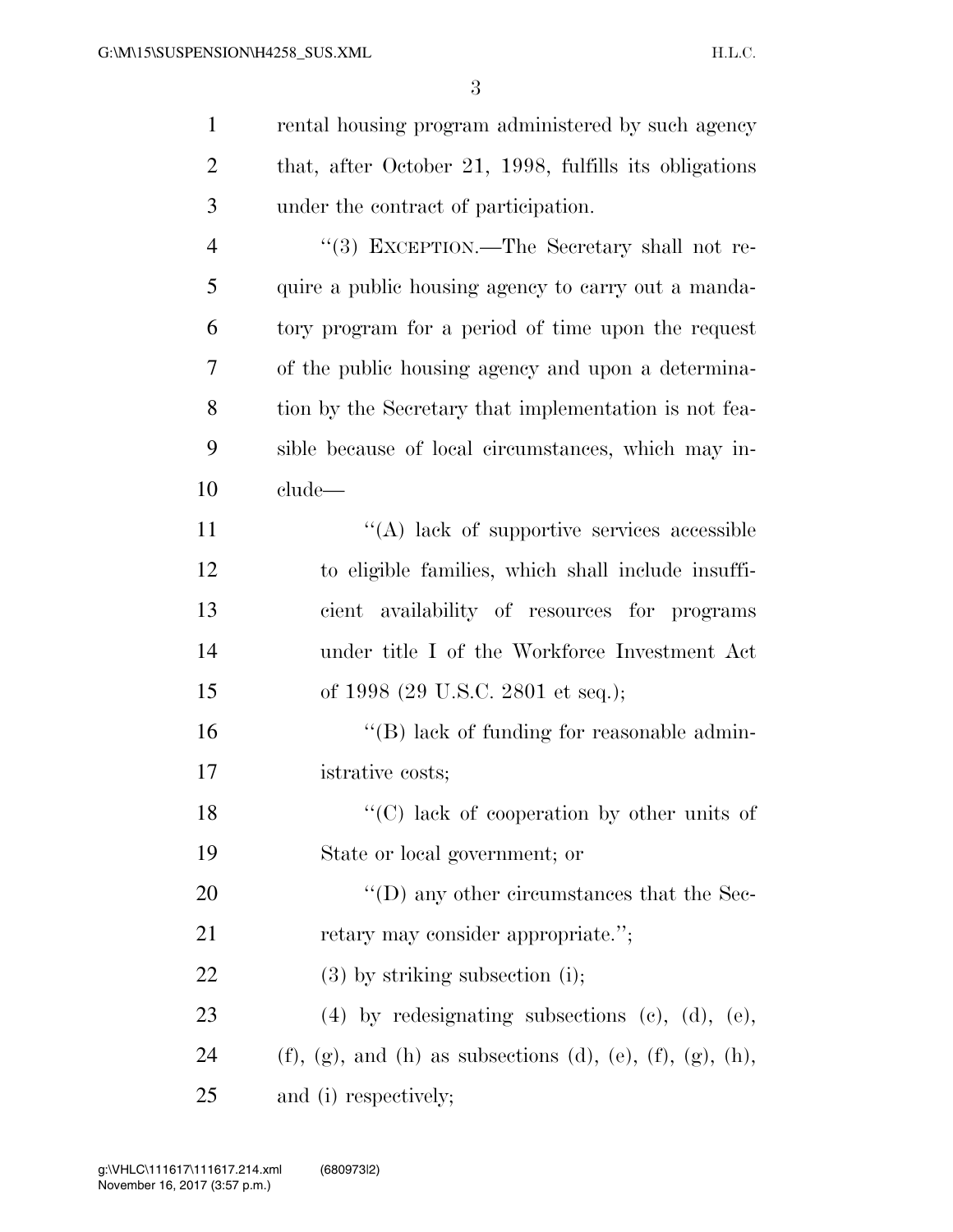rental housing program administered by such agency that, after October 21, 1998, fulfills its obligations under the contract of participation.

"(3) EXCEPTION.—The Secretary shall not require a public housing agency to carry out a mandatory program for a period of time upon the request of the public housing agency and upon a determination by the Secretary that implementation is not feasible because of local circumstances, which may include—

"(A) lack of supportive services accessible to eligible families, which shall include insufficient availability of resources for programs under title I of the Workforce Investment Act of 1998 (29 U.S.C. 2801 et seq.);

"(B) lack of funding for reasonable administrative costs;

"(C) lack of cooperation by other units of State or local government; or

"(D) any other circumstances that the Secretary may consider appropriate.";

(3) by striking subsection (i);

(4) by redesignating subsections (c), (d), (e), (f), (g), and (h) as subsections (d), (e), (f), (g), (h), and (i) respectively;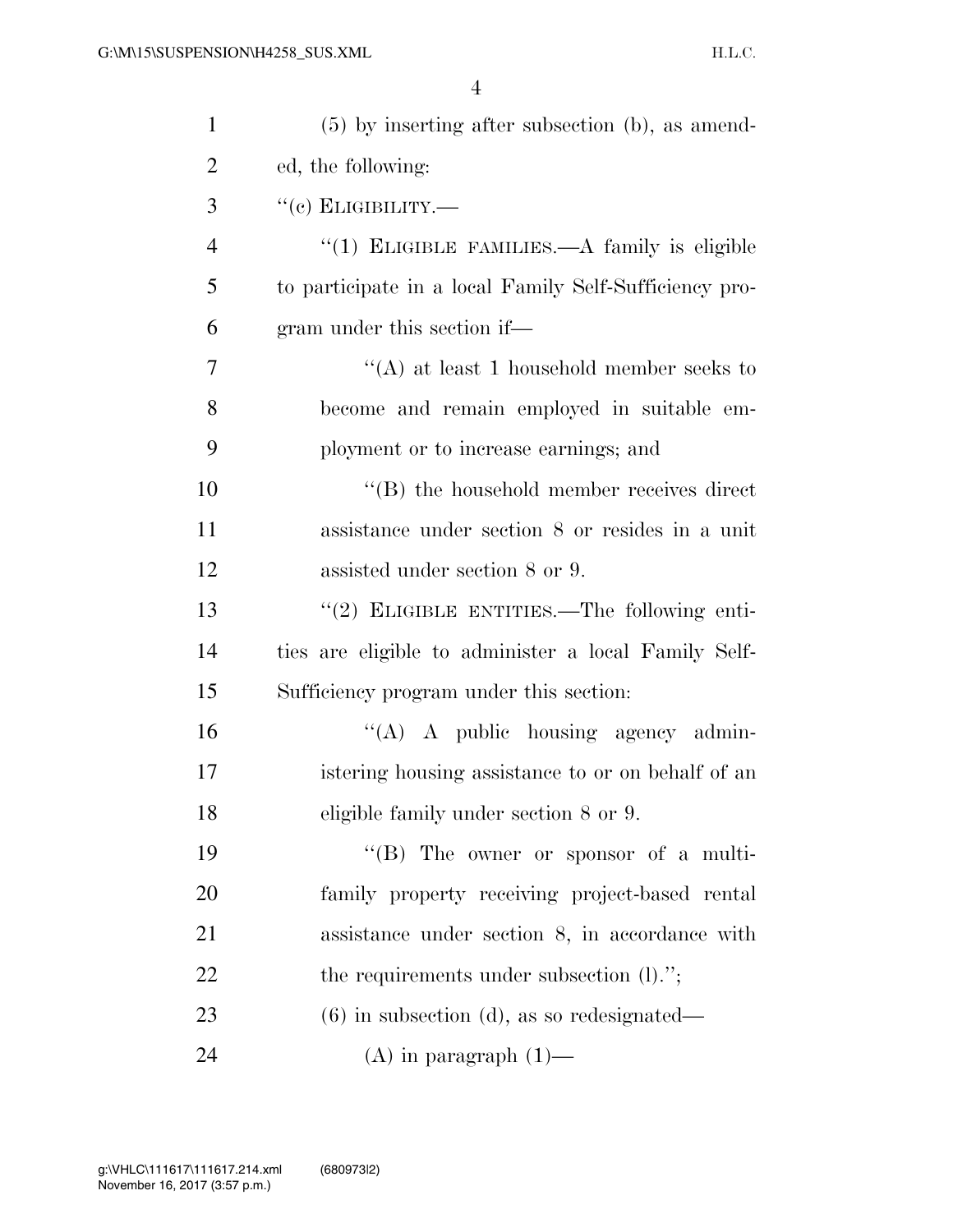(5) by inserting after subsection (b), as amended, the following:

"(c) ELIGIBILITY.—

"(1) ELIGIBLE FAMILIES.—A family is eligible to participate in a local Family Self-Sufficiency program under this section if—

"(A) at least 1 household member seeks to become and remain employed in suitable employment or to increase earnings; and

"(B) the household member receives direct assistance under section 8 or resides in a unit assisted under section 8 or 9.

"(2) ELIGIBLE ENTITIES.—The following entities are eligible to administer a local Family Self-Sufficiency program under this section:

"(A) A public housing agency administering housing assistance to or on behalf of an eligible family under section 8 or 9.

"(B) The owner or sponsor of a multifamily property receiving project-based rental assistance under section 8, in accordance with the requirements under subsection (l).";

(6) in subsection (d), as so redesignated—

(A) in paragraph (1)—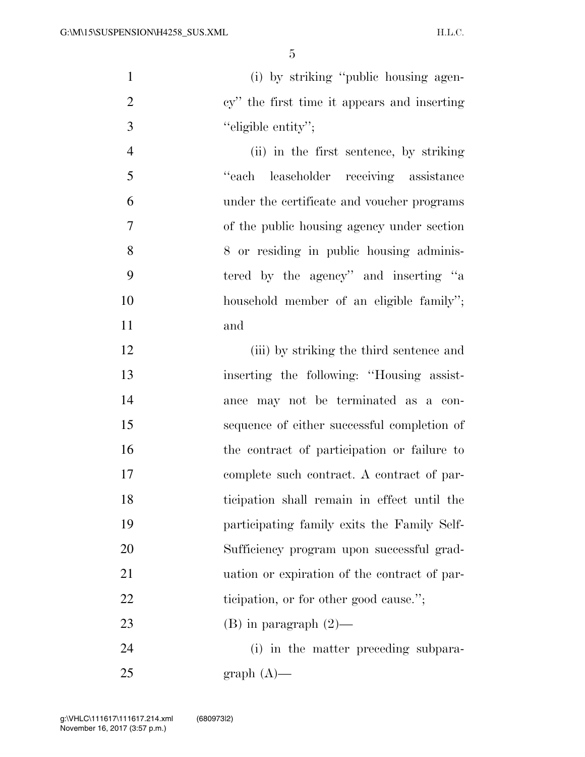(i) by striking ''public housing agency'' the first time it appears and inserting ''eligible entity'';

(ii) in the first sentence, by striking ''each leaseholder receiving assistance under the certificate and voucher programs of the public housing agency under section 8 or residing in public housing administered by the agency'' and inserting ''a household member of an eligible family''; and

(iii) by striking the third sentence and inserting the following: ''Housing assistance may not be terminated as a consequence of either successful completion of the contract of participation or failure to complete such contract. A contract of participation shall remain in effect until the participating family exits the Family Self-Sufficiency program upon successful graduation or expiration of the contract of participation, or for other good cause.'';

(B) in paragraph (2)—

(i) in the matter preceding subparagraph (A)—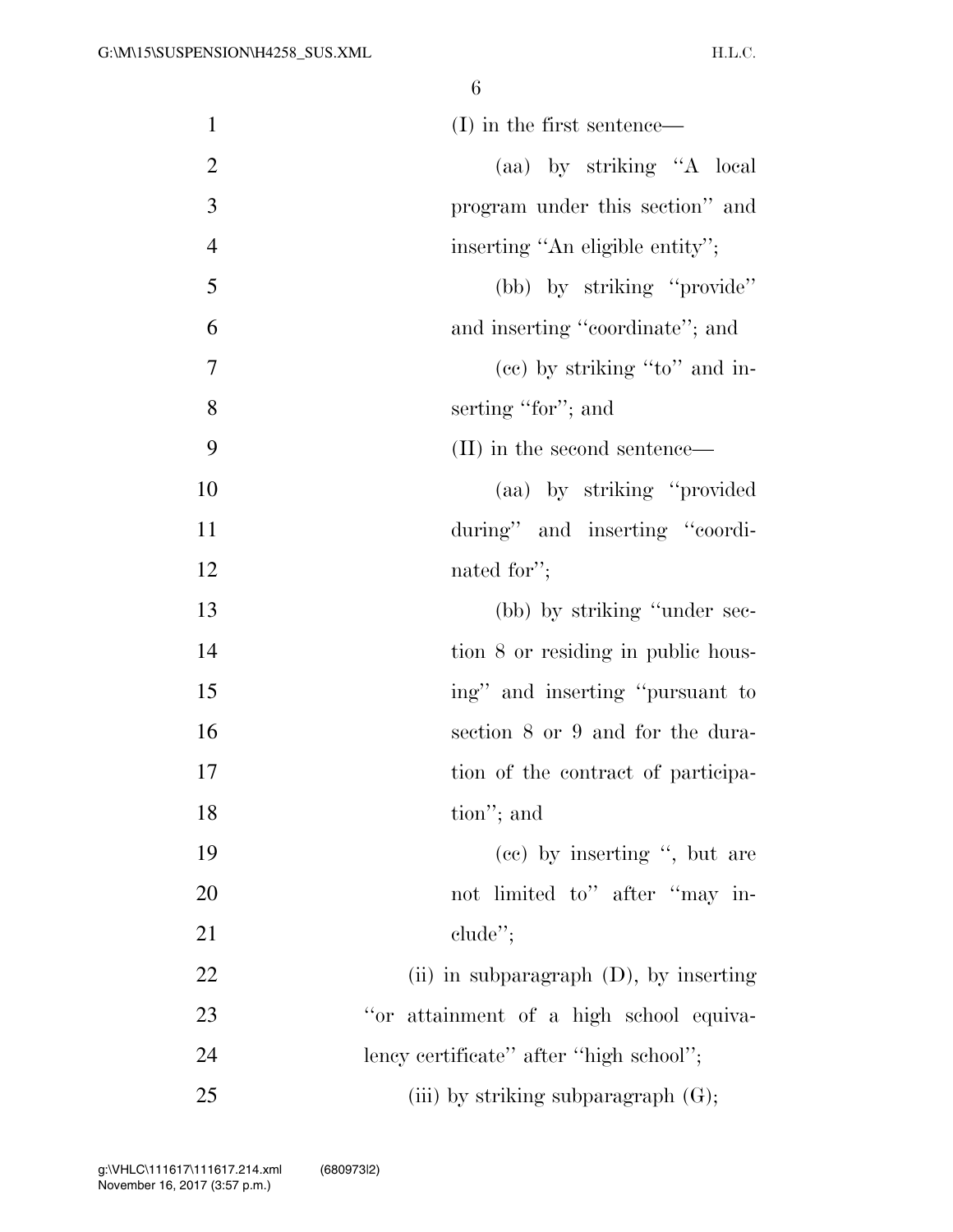(I) in the first sentence—

(aa) by striking "A local program under this section" and inserting "An eligible entity";

(bb) by striking "provide" and inserting "coordinate"; and

(cc) by striking "to" and inserting "for"; and

(II) in the second sentence—

(aa) by striking "provided during" and inserting "coordinated for";

(bb) by striking "under section 8 or residing in public housing" and inserting "pursuant to section 8 or 9 and for the duration of the contract of participation"; and

(cc) by inserting ", but are not limited to" after "may include";

(ii) in subparagraph (D), by inserting "or attainment of a high school equivalency certificate" after "high school";

(iii) by striking subparagraph (G);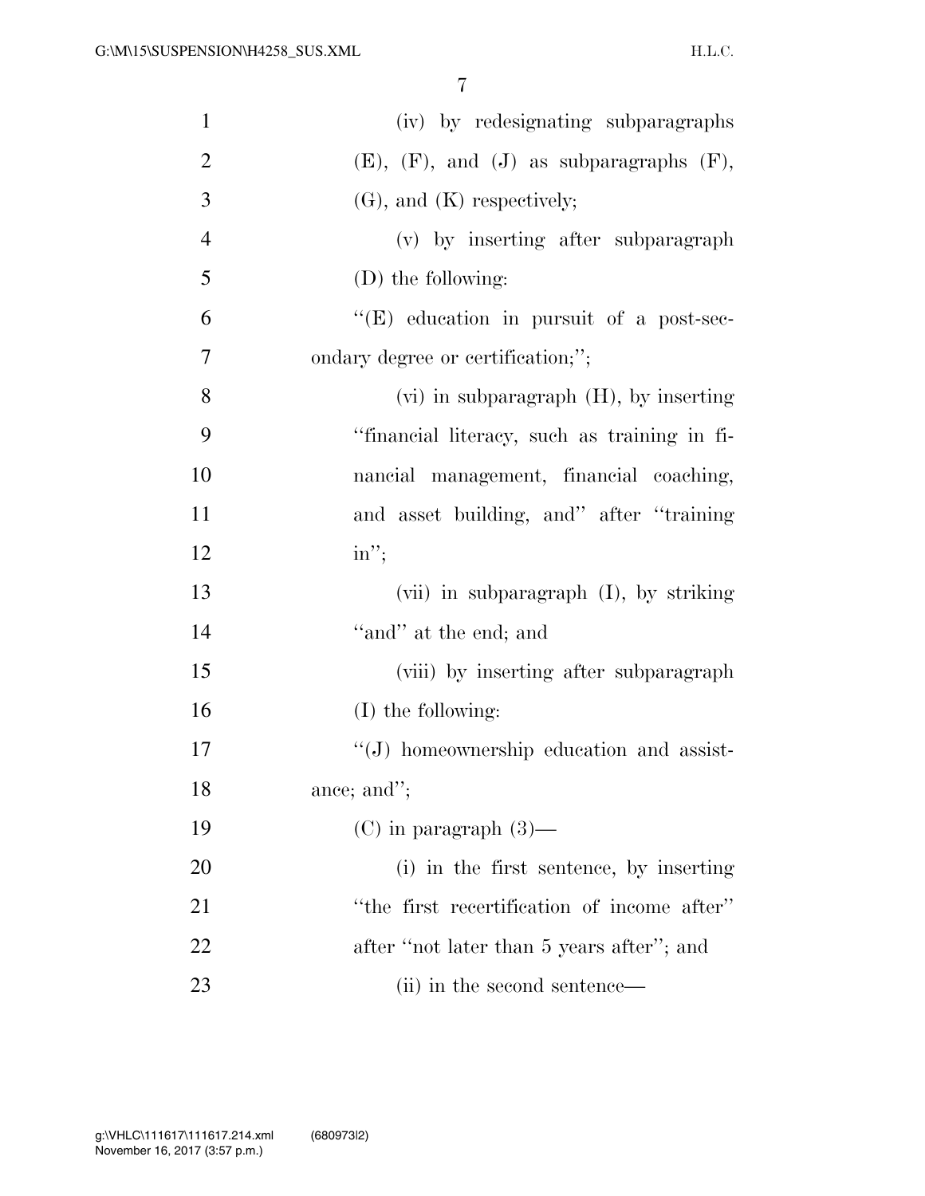(iv) by redesignating subparagraphs (E), (F), and (J) as subparagraphs (F), (G), and (K) respectively;

(v) by inserting after subparagraph (D) the following:

"(E) education in pursuit of a post-secondary degree or certification;";

(vi) in subparagraph (H), by inserting "financial literacy, such as training in financial management, financial coaching, and asset building, and" after "training in";

(vii) in subparagraph (I), by striking "and" at the end; and

(viii) by inserting after subparagraph (I) the following:

"(J) homeownership education and assistance; and";

(C) in paragraph (3)—

(i) in the first sentence, by inserting "the first recertification of income after" after "not later than 5 years after"; and

(ii) in the second sentence—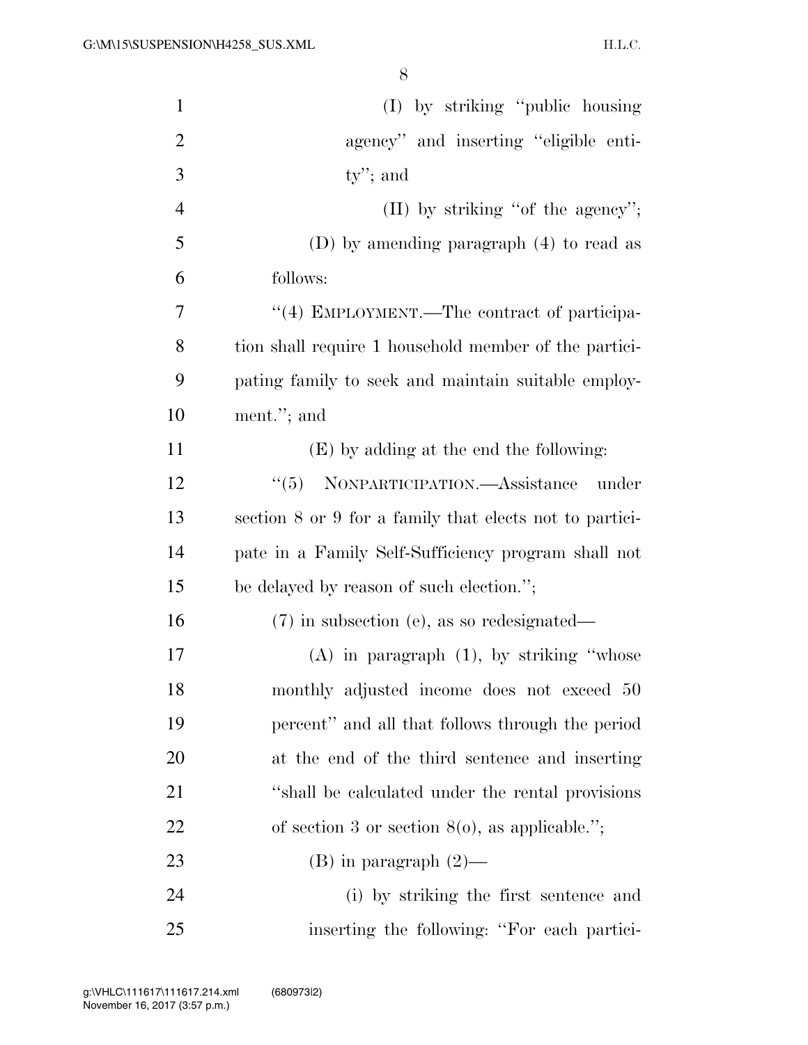(I) by striking "public housing agency" and inserting "eligible entity"; and

(II) by striking "of the agency";

(D) by amending paragraph (4) to read as follows:

"(4) EMPLOYMENT.—The contract of participation shall require 1 household member of the participating family to seek and maintain suitable employment."; and

(E) by adding at the end the following:

"(5) NONPARTICIPATION.—Assistance under section 8 or 9 for a family that elects not to participate in a Family Self-Sufficiency program shall not be delayed by reason of such election.";

(7) in subsection (e), as so redesignated—

(A) in paragraph (1), by striking "whose monthly adjusted income does not exceed 50 percent" and all that follows through the period at the end of the third sentence and inserting "shall be calculated under the rental provisions of section 3 or section 8(o), as applicable.";

(B) in paragraph (2)—

(i) by striking the first sentence and inserting the following: "For each partici-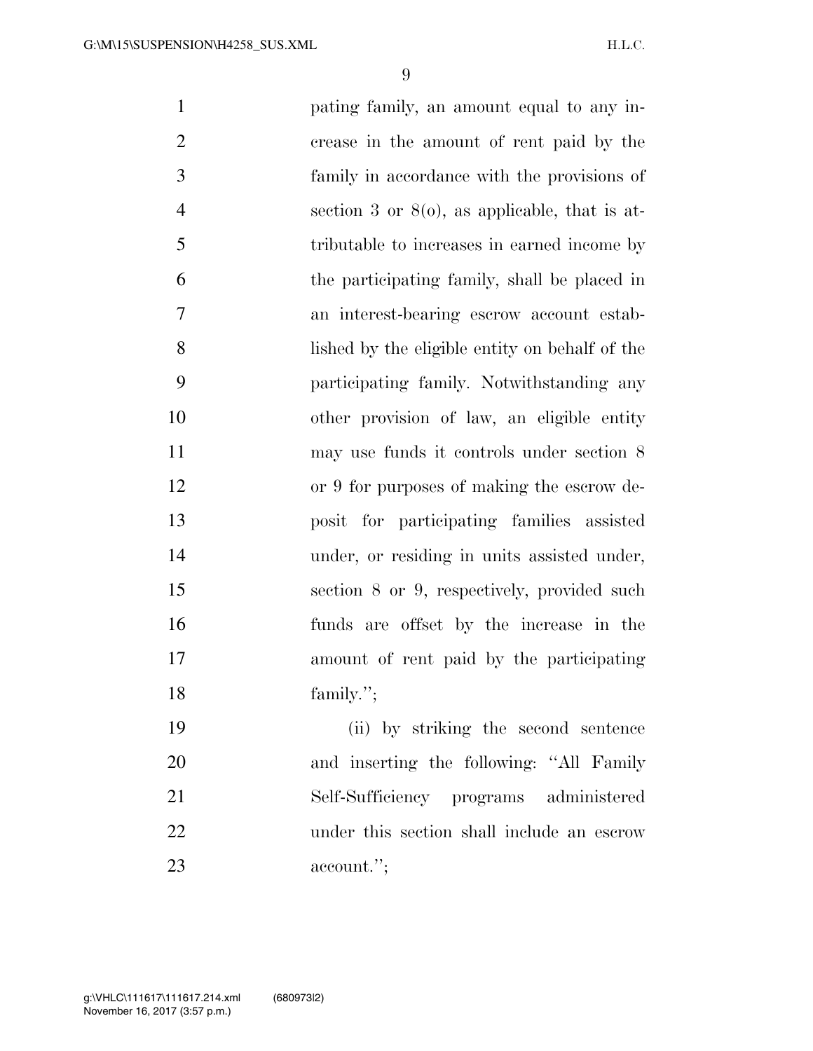pating family, an amount equal to any increase in the amount of rent paid by the family in accordance with the provisions of section 3 or 8(o), as applicable, that is attributable to increases in earned income by the participating family, shall be placed in an interest-bearing escrow account established by the eligible entity on behalf of the participating family. Notwithstanding any other provision of law, an eligible entity may use funds it controls under section 8 or 9 for purposes of making the escrow deposit for participating families assisted under, or residing in units assisted under, section 8 or 9, respectively, provided such funds are offset by the increase in the amount of rent paid by the participating family.'';

(ii) by striking the second sentence and inserting the following: ''All Family Self-Sufficiency programs administered under this section shall include an escrow account.'';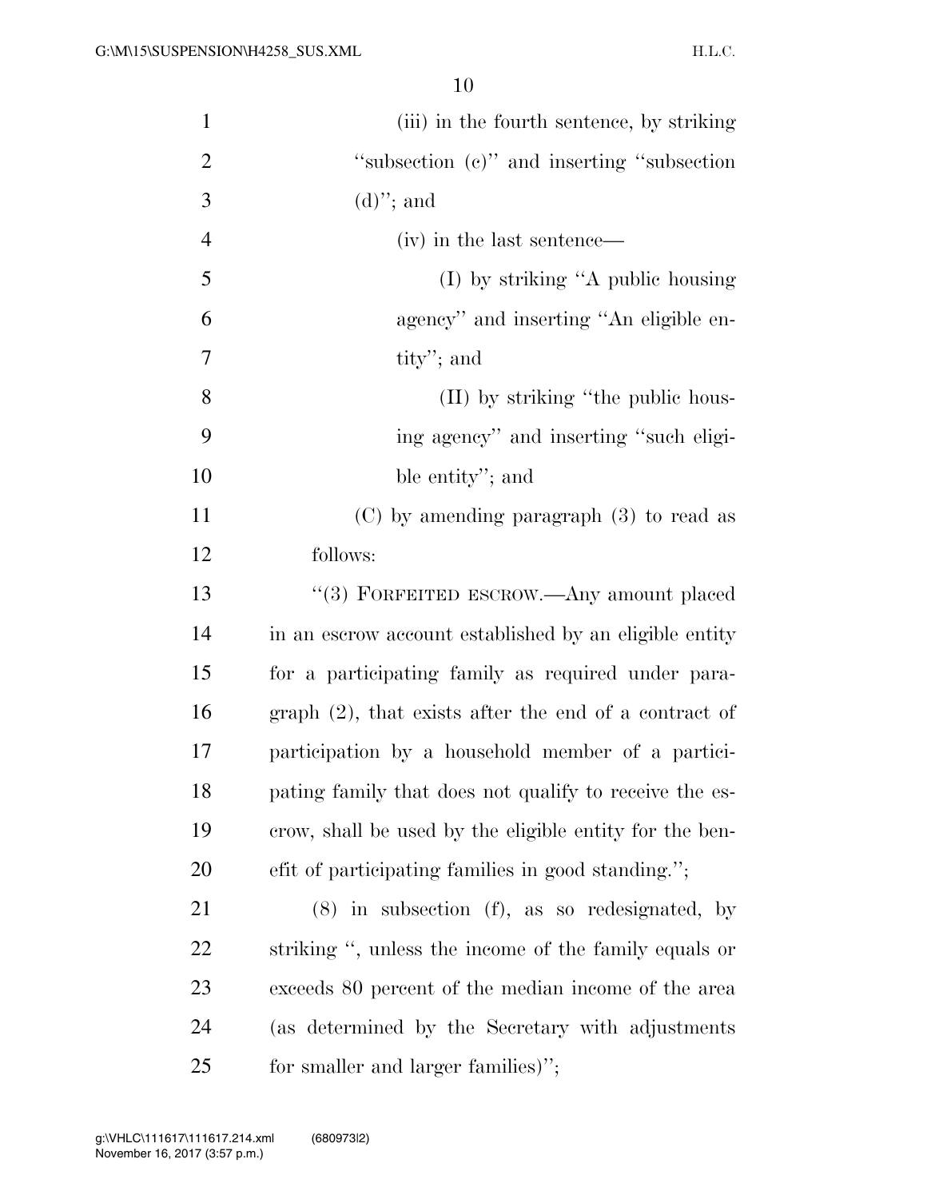(iii) in the fourth sentence, by striking "subsection (c)" and inserting "subsection (d)"; and

(iv) in the last sentence—

(I) by striking "A public housing agency" and inserting "An eligible entity"; and

(II) by striking "the public housing agency" and inserting "such eligible entity"; and

(C) by amending paragraph (3) to read as follows:

"(3) FORFEITED ESCROW.—Any amount placed in an escrow account established by an eligible entity for a participating family as required under paragraph (2), that exists after the end of a contract of participation by a household member of a participating family that does not qualify to receive the escrow, shall be used by the eligible entity for the benefit of participating families in good standing.";

(8) in subsection (f), as so redesignated, by striking ", unless the income of the family equals or exceeds 80 percent of the median income of the area (as determined by the Secretary with adjustments for smaller and larger families)";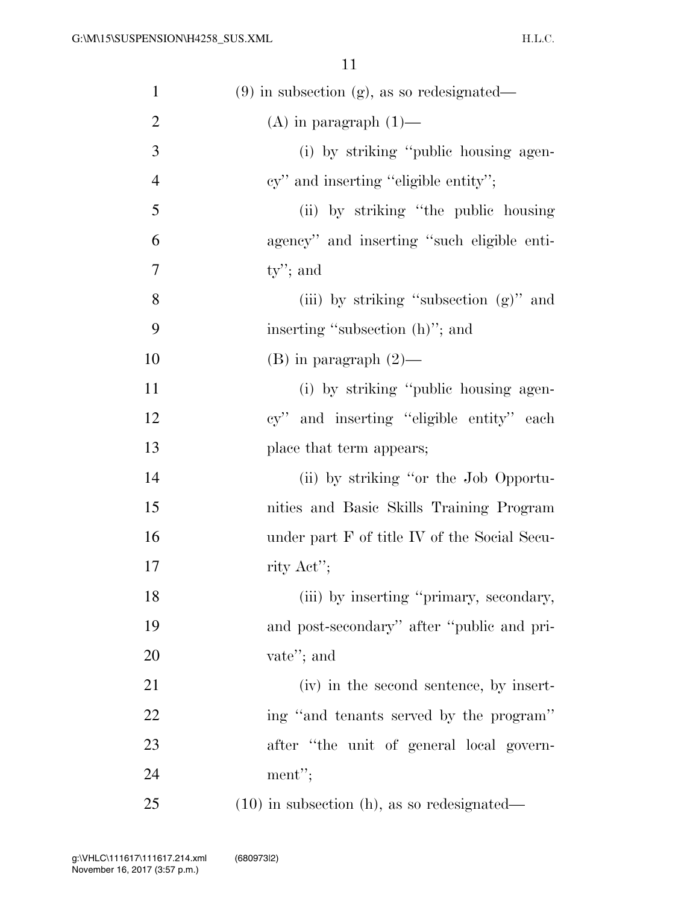(9) in subsection (g), as so redesignated—

(A) in paragraph (1)—

(i) by striking ''public housing agency'' and inserting ''eligible entity'';

(ii) by striking ''the public housing agency'' and inserting ''such eligible entity''; and

(iii) by striking ''subsection (g)'' and inserting ''subsection (h)''; and

(B) in paragraph (2)—

(i) by striking ''public housing agency'' and inserting ''eligible entity'' each place that term appears;

(ii) by striking ''or the Job Opportunities and Basic Skills Training Program under part F of title IV of the Social Security Act'';

(iii) by inserting ''primary, secondary, and post-secondary'' after ''public and private''; and

(iv) in the second sentence, by inserting ''and tenants served by the program'' after ''the unit of general local government'';

(10) in subsection (h), as so redesignated—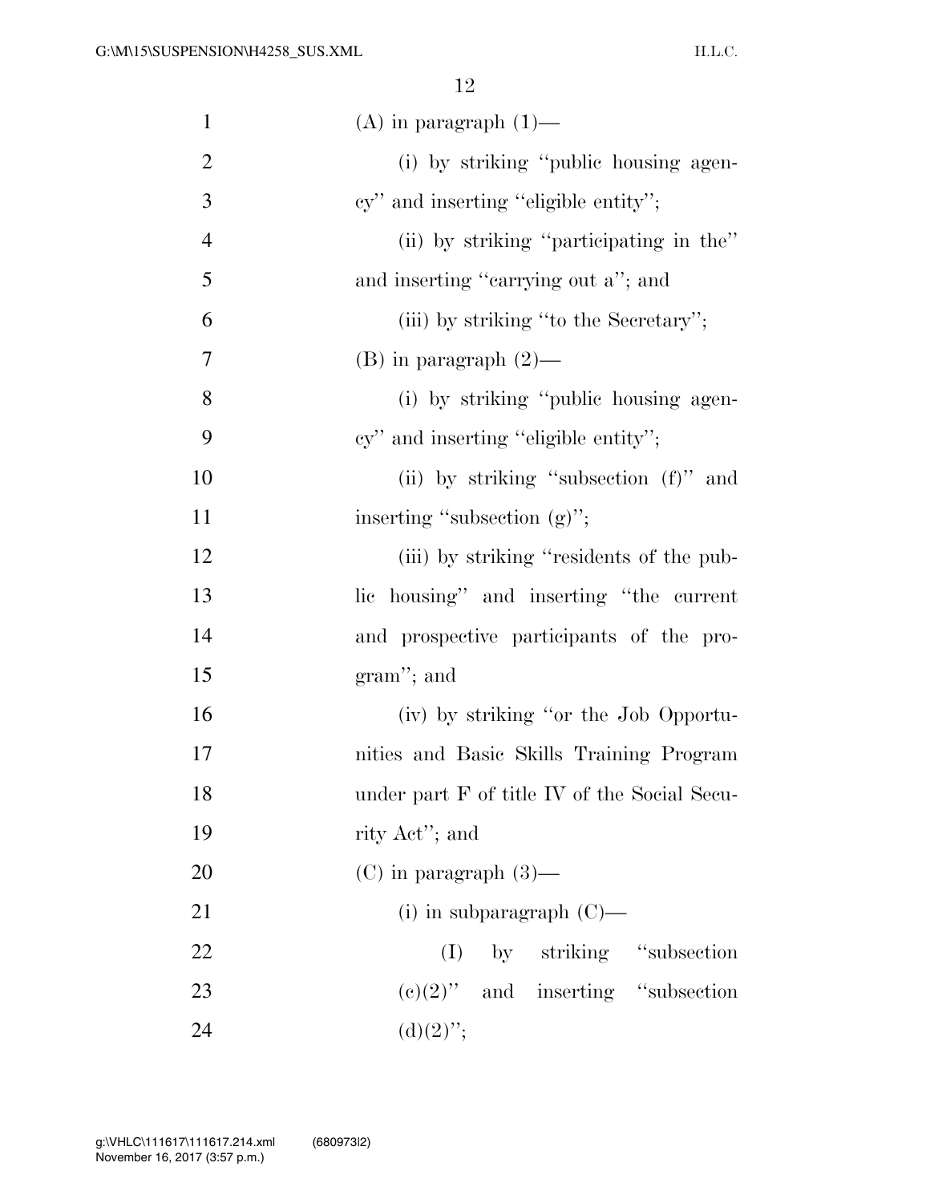(A) in paragraph (1)—

(i) by striking "public housing agency" and inserting "eligible entity";

(ii) by striking "participating in the" and inserting "carrying out a"; and

(iii) by striking "to the Secretary";

(B) in paragraph (2)—

(i) by striking "public housing agency" and inserting "eligible entity";

(ii) by striking "subsection (f)" and inserting "subsection (g)";

(iii) by striking "residents of the public housing" and inserting "the current and prospective participants of the program"; and

(iv) by striking "or the Job Opportunities and Basic Skills Training Program under part F of title IV of the Social Security Act"; and

(C) in paragraph (3)—

(i) in subparagraph (C)—

(I) by striking "subsection (c)(2)" and inserting "subsection (d)(2)";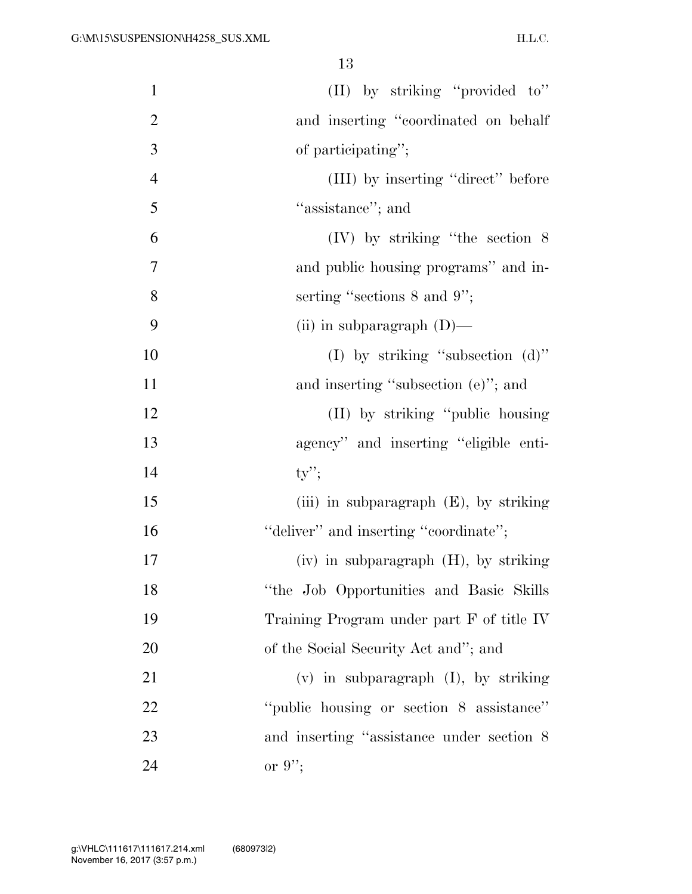(II) by striking "provided to" and inserting "coordinated on behalf of participating";

(III) by inserting "direct" before "assistance"; and

(IV) by striking "the section 8 and public housing programs" and inserting "sections 8 and 9";

(ii) in subparagraph (D)—

(I) by striking "subsection (d)" and inserting "subsection (e)"; and

(II) by striking "public housing agency" and inserting "eligible entity";

(iii) in subparagraph (E), by striking "deliver" and inserting "coordinate";

(iv) in subparagraph (H), by striking "the Job Opportunities and Basic Skills Training Program under part F of title IV of the Social Security Act and"; and

(v) in subparagraph (I), by striking "public housing or section 8 assistance" and inserting "assistance under section 8 or 9";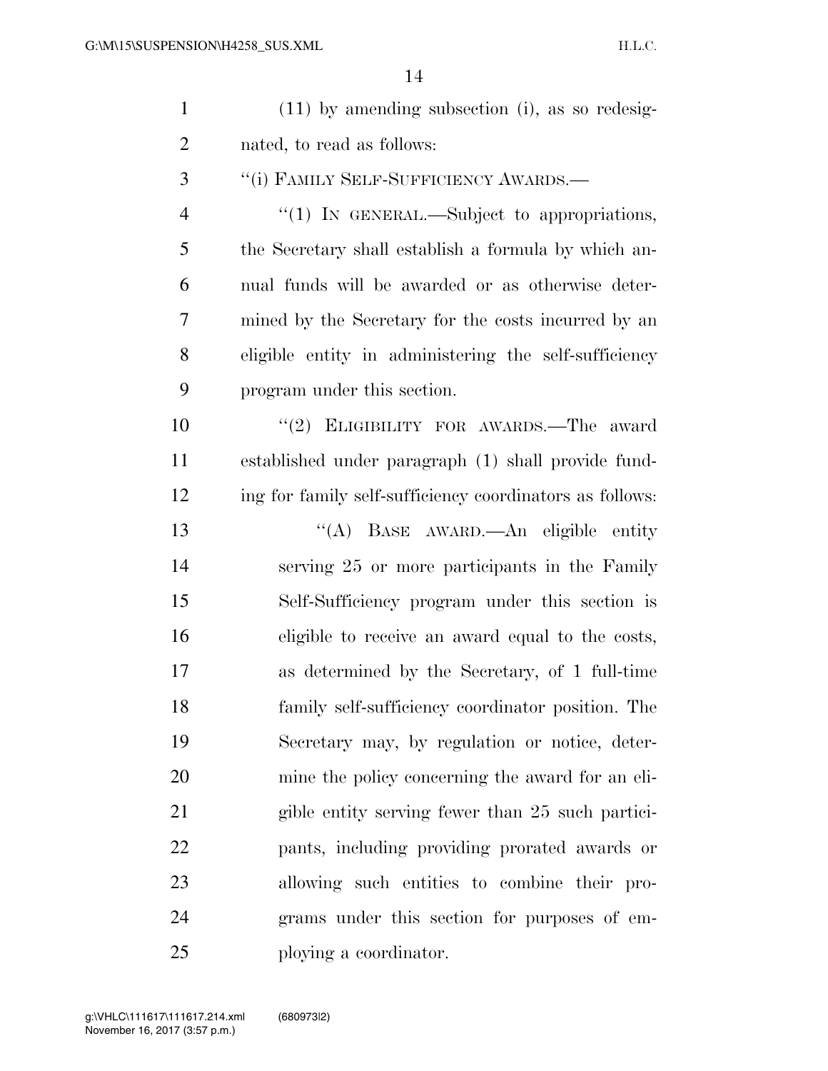(11) by amending subsection (i), as so redesignated, to read as follows:

"(i) FAMILY SELF-SUFFICIENCY AWARDS.—

"(1) IN GENERAL.—Subject to appropriations, the Secretary shall establish a formula by which annual funds will be awarded or as otherwise determined by the Secretary for the costs incurred by an eligible entity in administering the self-sufficiency program under this section.

"(2) ELIGIBILITY FOR AWARDS.—The award established under paragraph (1) shall provide funding for family self-sufficiency coordinators as follows:

"(A) BASE AWARD.—An eligible entity serving 25 or more participants in the Family Self-Sufficiency program under this section is eligible to receive an award equal to the costs, as determined by the Secretary, of 1 full-time family self-sufficiency coordinator position. The Secretary may, by regulation or notice, determine the policy concerning the award for an eligible entity serving fewer than 25 such participants, including providing prorated awards or allowing such entities to combine their programs under this section for purposes of employing a coordinator.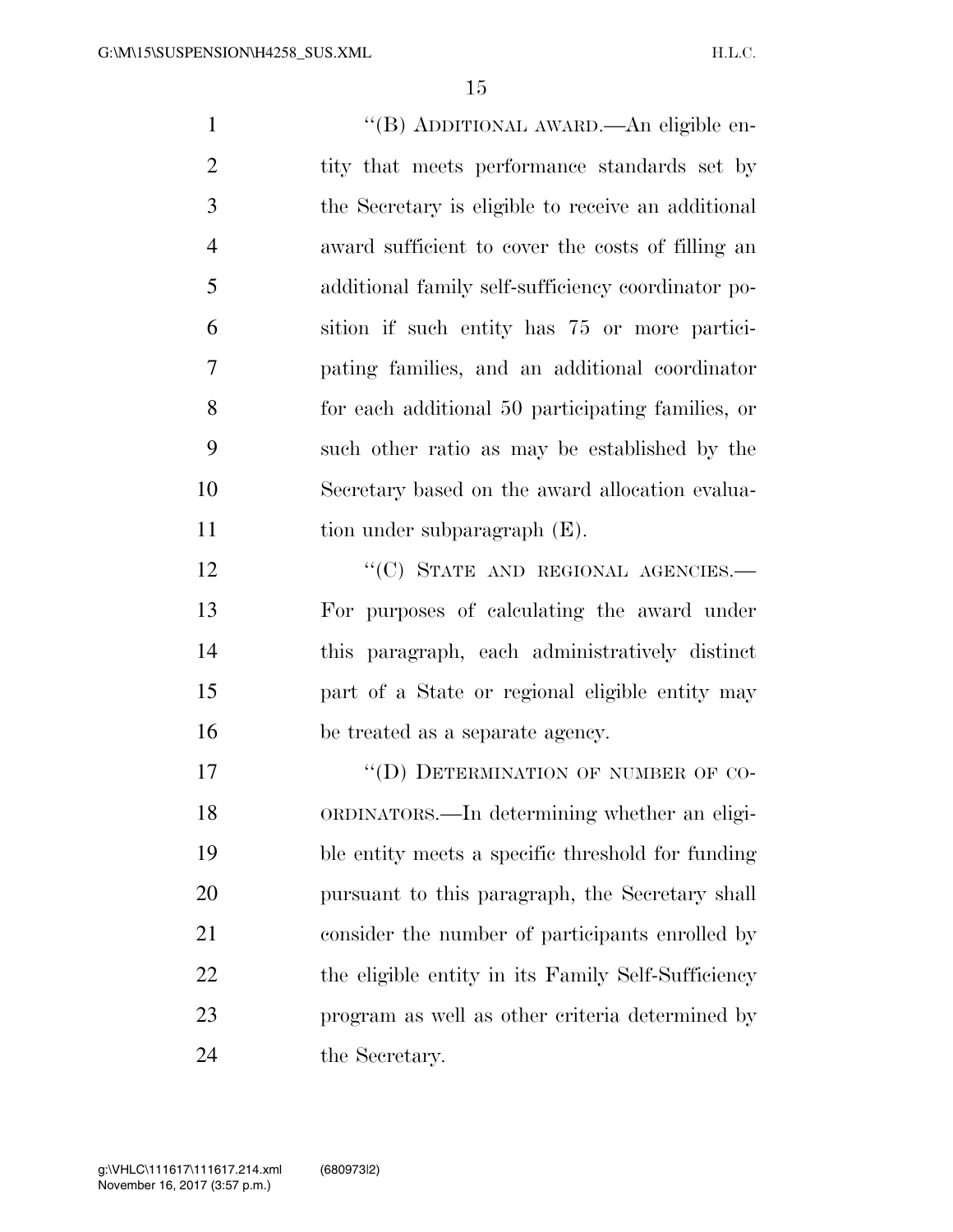"(B) ADDITIONAL AWARD.—An eligible entity that meets performance standards set by the Secretary is eligible to receive an additional award sufficient to cover the costs of filling an additional family self-sufficiency coordinator position if such entity has 75 or more participating families, and an additional coordinator for each additional 50 participating families, or such other ratio as may be established by the Secretary based on the award allocation evaluation under subparagraph (E).

"(C) STATE AND REGIONAL AGENCIES.—For purposes of calculating the award under this paragraph, each administratively distinct part of a State or regional eligible entity may be treated as a separate agency.

"(D) DETERMINATION OF NUMBER OF COORDINATORS.—In determining whether an eligible entity meets a specific threshold for funding pursuant to this paragraph, the Secretary shall consider the number of participants enrolled by the eligible entity in its Family Self-Sufficiency program as well as other criteria determined by the Secretary.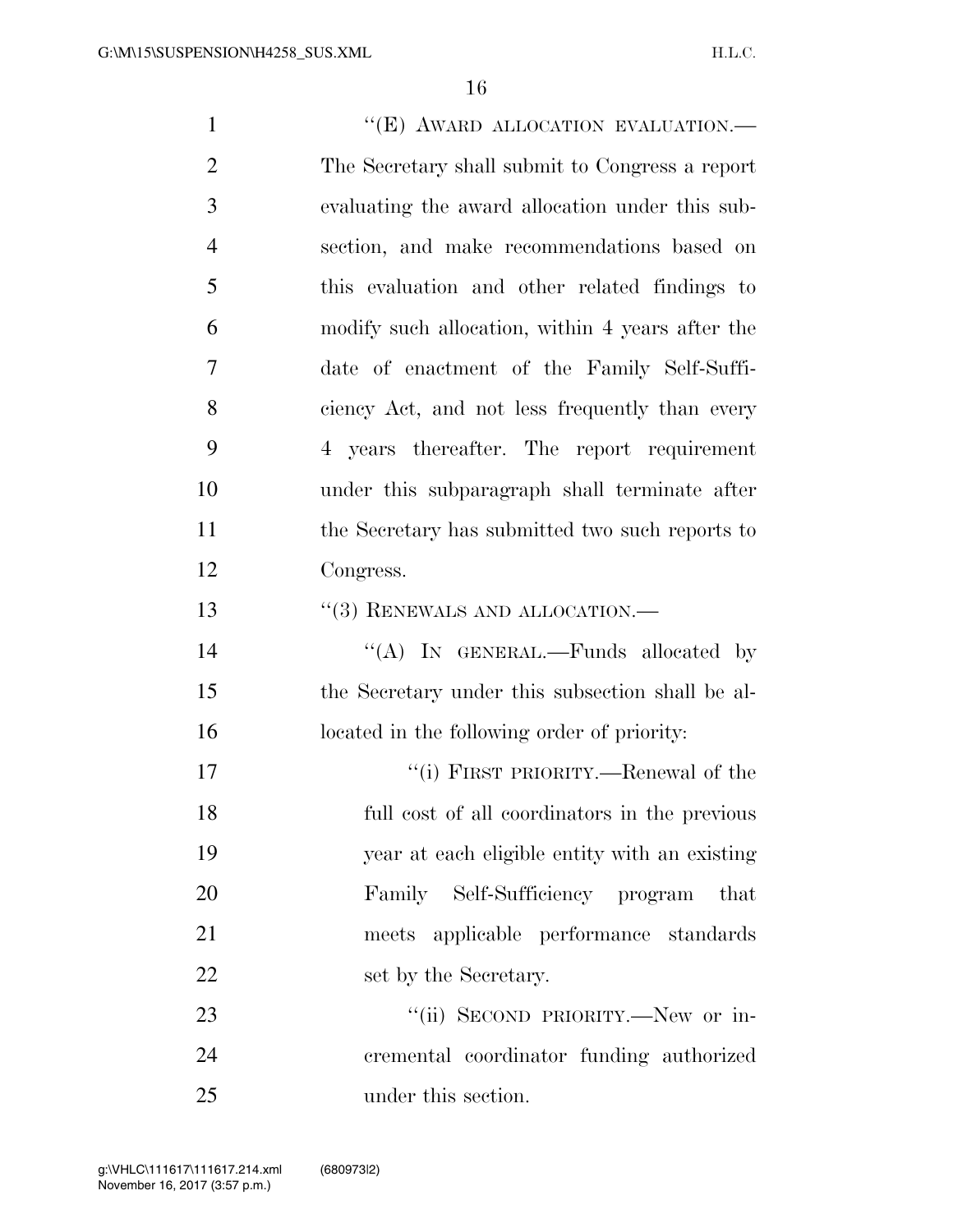"(E) AWARD ALLOCATION EVALUATION.—The Secretary shall submit to Congress a report evaluating the award allocation under this subsection, and make recommendations based on this evaluation and other related findings to modify such allocation, within 4 years after the date of enactment of the Family Self-Sufficiency Act, and not less frequently than every 4 years thereafter. The report requirement under this subparagraph shall terminate after the Secretary has submitted two such reports to Congress.

"(3) RENEWALS AND ALLOCATION.—

"(A) IN GENERAL.—Funds allocated by the Secretary under this subsection shall be allocated in the following order of priority:

"(i) FIRST PRIORITY.—Renewal of the full cost of all coordinators in the previous year at each eligible entity with an existing Family Self-Sufficiency program that meets applicable performance standards set by the Secretary.

"(ii) SECOND PRIORITY.—New or incremental coordinator funding authorized under this section.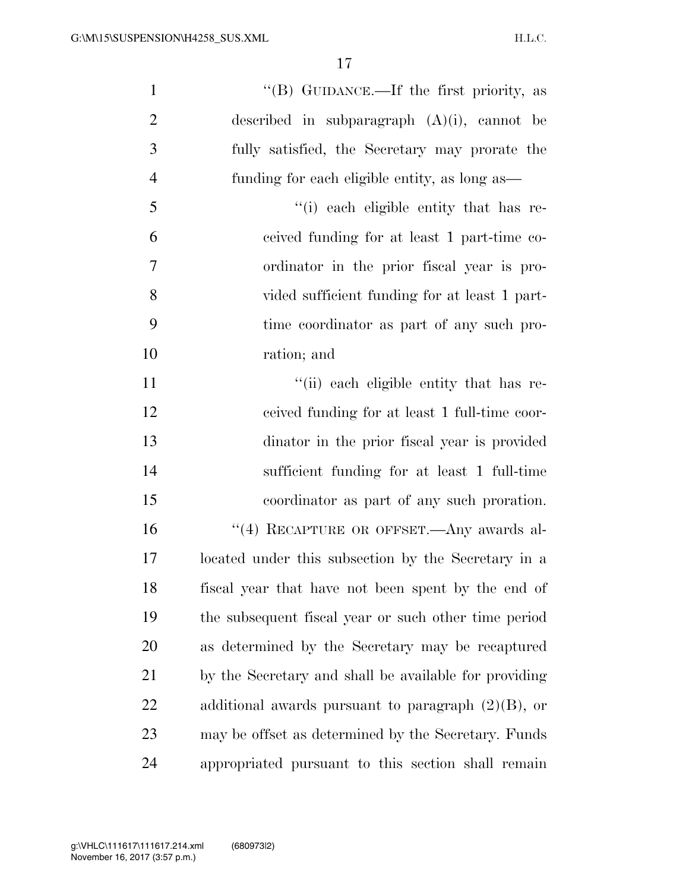''(B) GUIDANCE.—If the first priority, as described in subparagraph (A)(i), cannot be fully satisfied, the Secretary may prorate the funding for each eligible entity, as long as—

''(i) each eligible entity that has received funding for at least 1 part-time coordinator in the prior fiscal year is provided sufficient funding for at least 1 part-time coordinator as part of any such proration; and

''(ii) each eligible entity that has received funding for at least 1 full-time coordinator in the prior fiscal year is provided sufficient funding for at least 1 full-time coordinator as part of any such proration.

''(4) RECAPTURE OR OFFSET.—Any awards allocated under this subsection by the Secretary in a fiscal year that have not been spent by the end of the subsequent fiscal year or such other time period as determined by the Secretary may be recaptured by the Secretary and shall be available for providing additional awards pursuant to paragraph (2)(B), or may be offset as determined by the Secretary. Funds appropriated pursuant to this section shall remain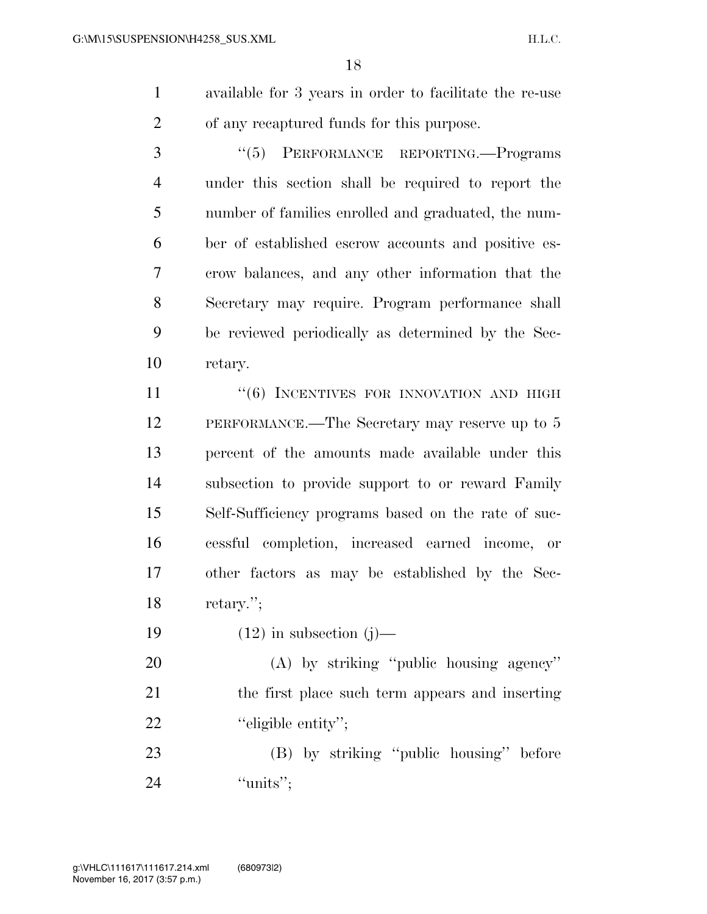available for 3 years in order to facilitate the re-use of any recaptured funds for this purpose.

"(5) PERFORMANCE REPORTING.—Programs under this section shall be required to report the number of families enrolled and graduated, the number of established escrow accounts and positive escrow balances, and any other information that the Secretary may require. Program performance shall be reviewed periodically as determined by the Secretary.

"(6) INCENTIVES FOR INNOVATION AND HIGH PERFORMANCE.—The Secretary may reserve up to 5 percent of the amounts made available under this subsection to provide support to or reward Family Self-Sufficiency programs based on the rate of successful completion, increased earned income, or other factors as may be established by the Secretary.";

(12) in subsection (j)—

(A) by striking "public housing agency" the first place such term appears and inserting "eligible entity";

(B) by striking "public housing" before "units";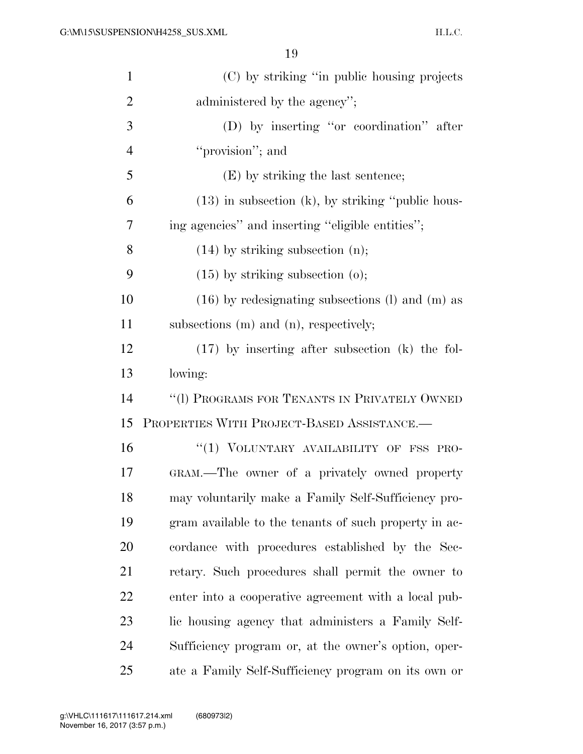(C) by striking "in public housing projects administered by the agency";

(D) by inserting "or coordination" after "provision"; and

(E) by striking the last sentence;

(13) in subsection (k), by striking "public housing agencies" and inserting "eligible entities";

(14) by striking subsection (n);

(15) by striking subsection (o);

(16) by redesignating subsections (l) and (m) as subsections (m) and (n), respectively;

(17) by inserting after subsection (k) the following:

"(l) PROGRAMS FOR TENANTS IN PRIVATELY OWNED PROPERTIES WITH PROJECT-BASED ASSISTANCE.—

"(1) VOLUNTARY AVAILABILITY OF FSS PROGRAM.—The owner of a privately owned property may voluntarily make a Family Self-Sufficiency program available to the tenants of such property in accordance with procedures established by the Secretary. Such procedures shall permit the owner to enter into a cooperative agreement with a local public housing agency that administers a Family Self-Sufficiency program or, at the owner's option, operate a Family Self-Sufficiency program on its own or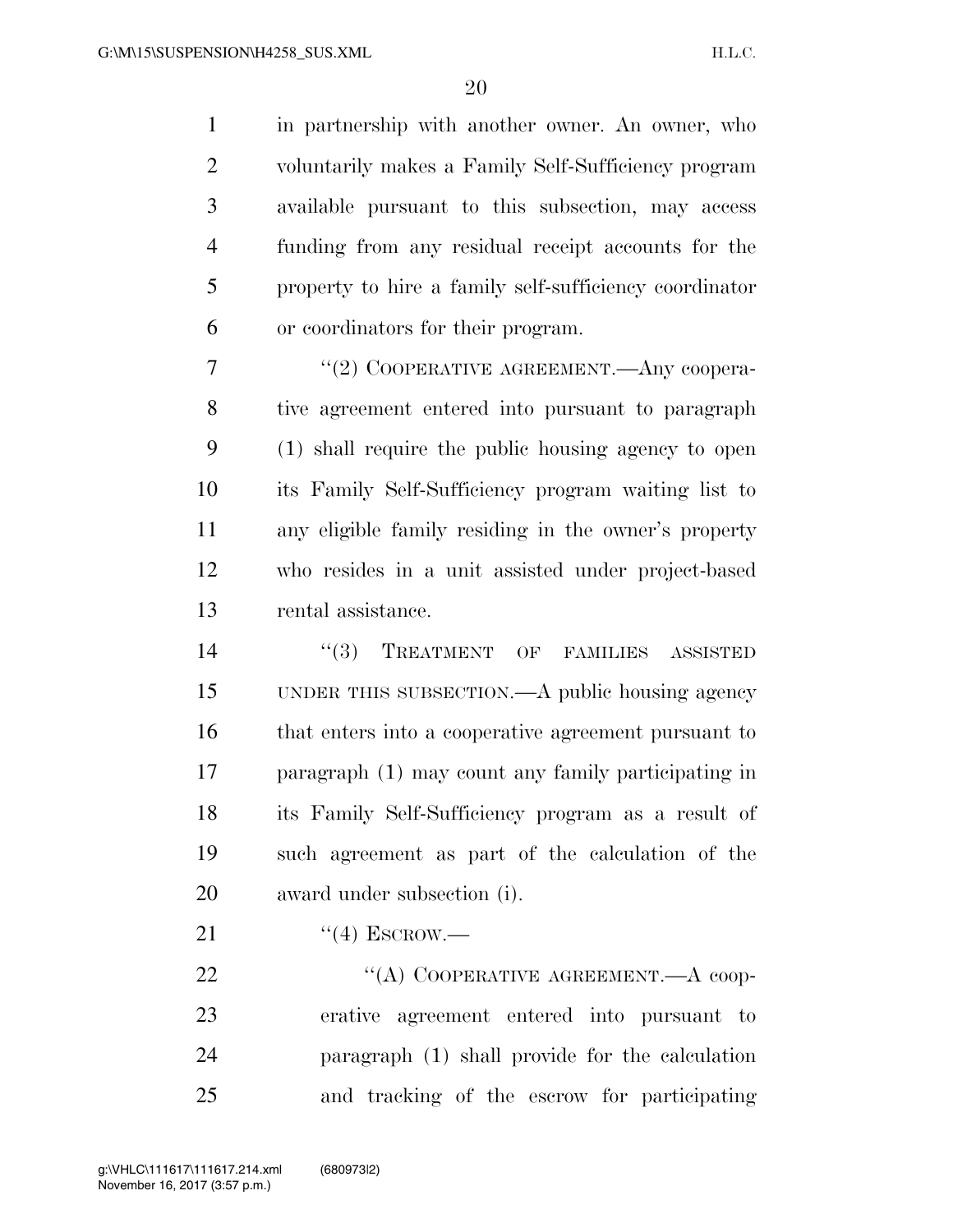in partnership with another owner. An owner, who voluntarily makes a Family Self-Sufficiency program available pursuant to this subsection, may access funding from any residual receipt accounts for the property to hire a family self-sufficiency coordinator or coordinators for their program.

"(2) COOPERATIVE AGREEMENT.—Any cooperative agreement entered into pursuant to paragraph (1) shall require the public housing agency to open its Family Self-Sufficiency program waiting list to any eligible family residing in the owner's property who resides in a unit assisted under project-based rental assistance.

"(3) TREATMENT OF FAMILIES ASSISTED UNDER THIS SUBSECTION.—A public housing agency that enters into a cooperative agreement pursuant to paragraph (1) may count any family participating in its Family Self-Sufficiency program as a result of such agreement as part of the calculation of the award under subsection (i).

"(4) ESCROW.—

"(A) COOPERATIVE AGREEMENT.—A cooperative agreement entered into pursuant to paragraph (1) shall provide for the calculation and tracking of the escrow for participating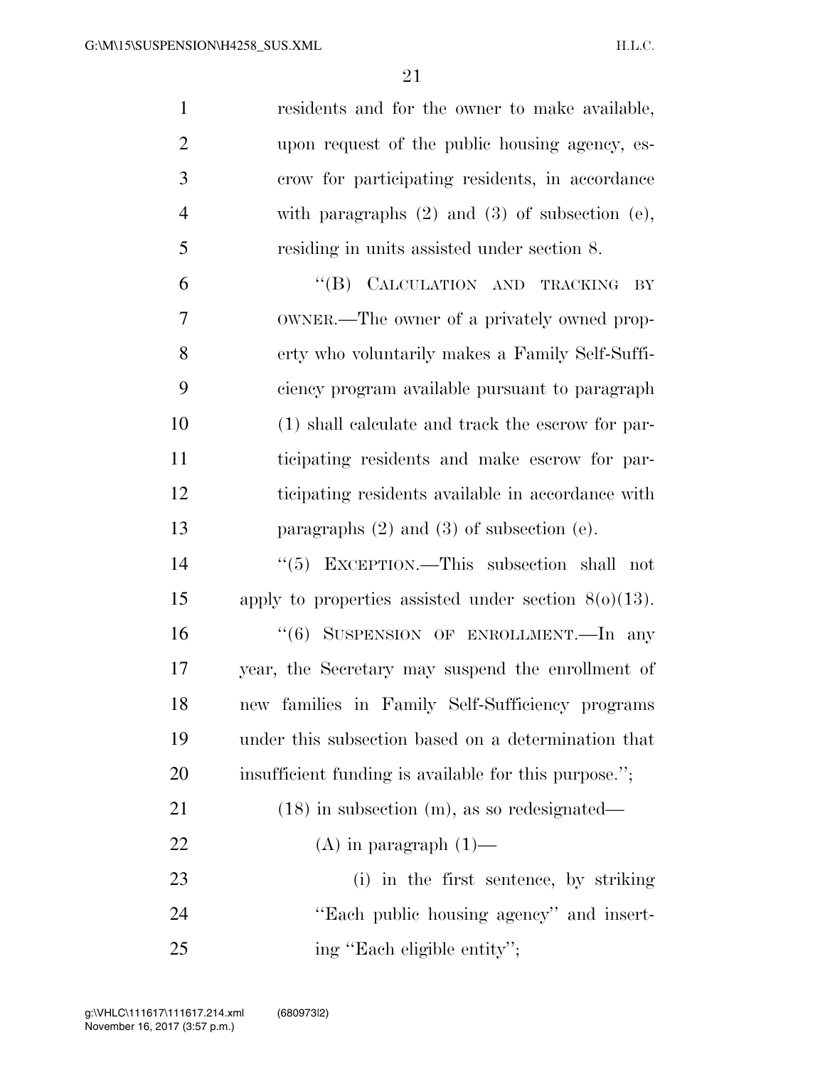residents and for the owner to make available, upon request of the public housing agency, escrow for participating residents, in accordance with paragraphs (2) and (3) of subsection (e), residing in units assisted under section 8.

"(B) CALCULATION AND TRACKING BY OWNER.—The owner of a privately owned property who voluntarily makes a Family Self-Sufficiency program available pursuant to paragraph (1) shall calculate and track the escrow for participating residents and make escrow for participating residents available in accordance with paragraphs (2) and (3) of subsection (e).

"(5) EXCEPTION.—This subsection shall not apply to properties assisted under section 8(o)(13).

"(6) SUSPENSION OF ENROLLMENT.—In any year, the Secretary may suspend the enrollment of new families in Family Self-Sufficiency programs under this subsection based on a determination that insufficient funding is available for this purpose.";

(18) in subsection (m), as so redesignated—

(A) in paragraph (1)—

(i) in the first sentence, by striking "Each public housing agency" and inserting "Each eligible entity";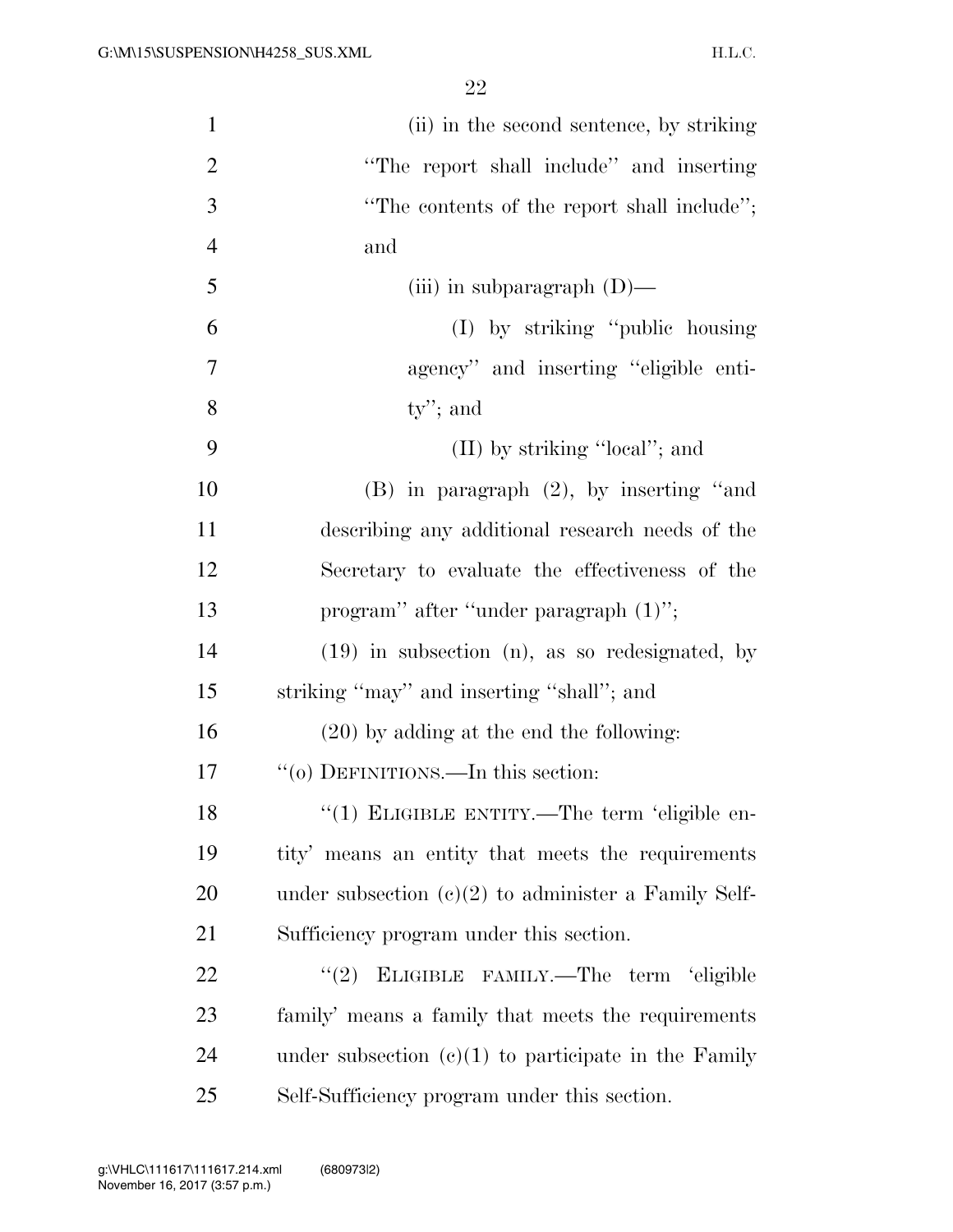(ii) in the second sentence, by striking "The report shall include" and inserting "The contents of the report shall include"; and

(iii) in subparagraph (D)—

(I) by striking "public housing agency" and inserting "eligible entity"; and

(II) by striking "local"; and

(B) in paragraph (2), by inserting "and describing any additional research needs of the Secretary to evaluate the effectiveness of the program" after "under paragraph (1)";

(19) in subsection (n), as so redesignated, by striking "may" and inserting "shall"; and

(20) by adding at the end the following:

"(o) DEFINITIONS.—In this section:

"(1) ELIGIBLE ENTITY.—The term 'eligible entity' means an entity that meets the requirements under subsection (c)(2) to administer a Family Self-Sufficiency program under this section.

"(2) ELIGIBLE FAMILY.—The term 'eligible family' means a family that meets the requirements under subsection (c)(1) to participate in the Family Self-Sufficiency program under this section.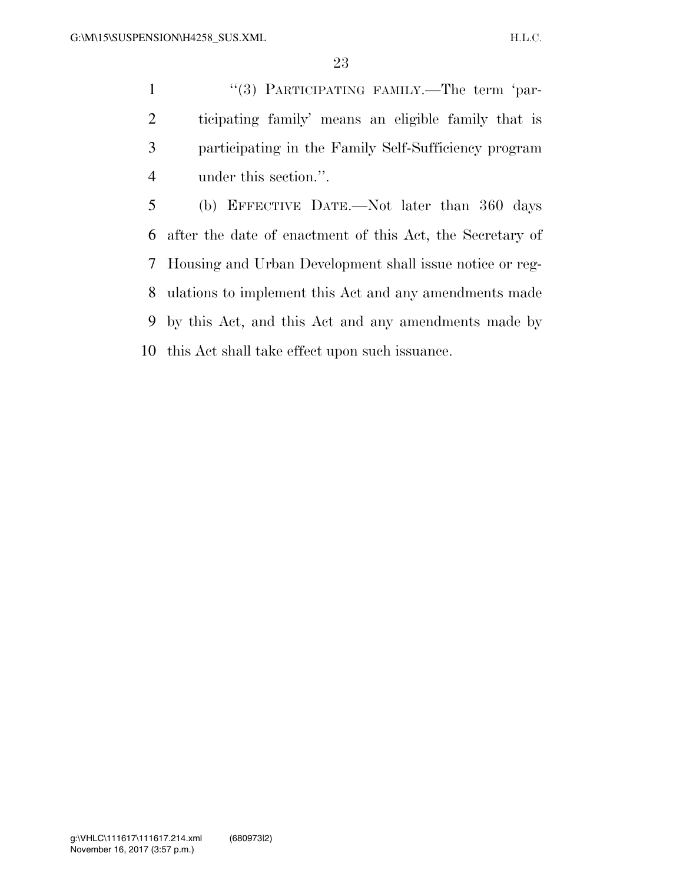"(3) PARTICIPATING FAMILY.—The term 'participating family' means an eligible family that is participating in the Family Self-Sufficiency program under this section.".

(b) EFFECTIVE DATE.—Not later than 360 days after the date of enactment of this Act, the Secretary of Housing and Urban Development shall issue notice or regulations to implement this Act and any amendments made by this Act, and this Act and any amendments made by this Act shall take effect upon such issuance.